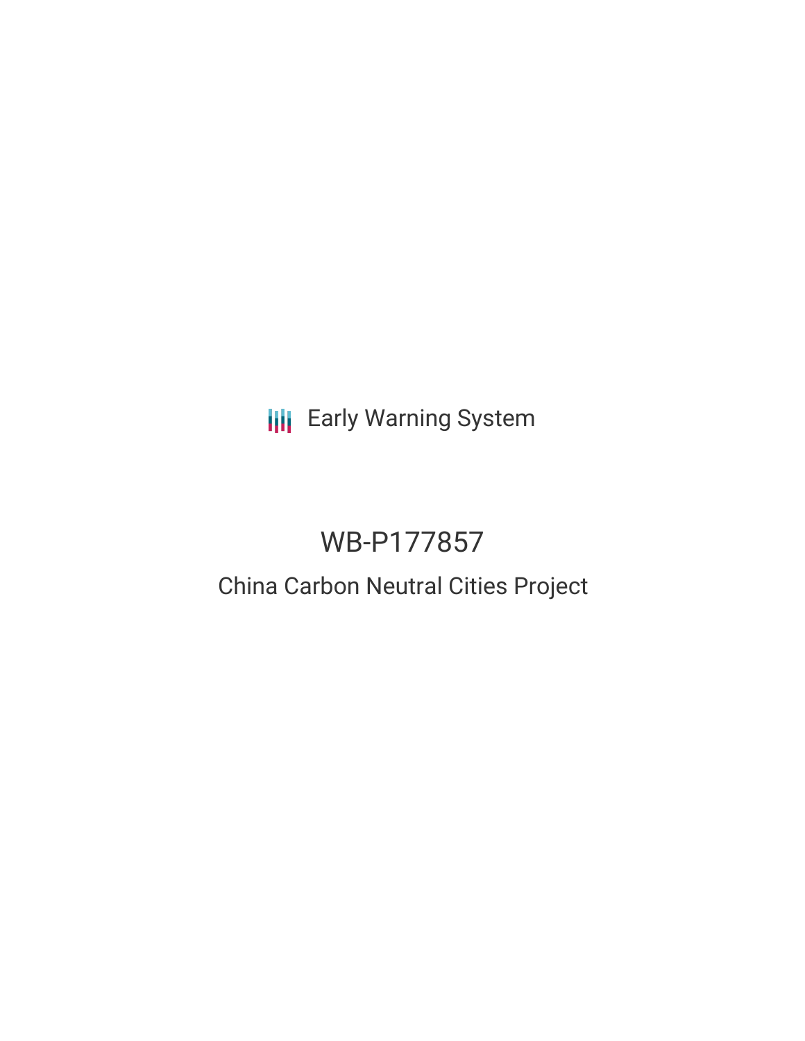Early Warning System

# WB-P177857

## China Carbon Neutral Cities Project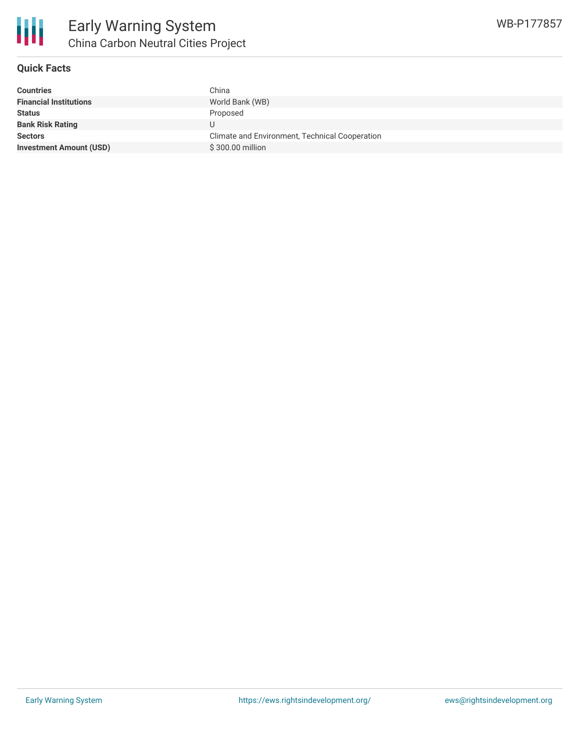# Early Warning System

## China Carbon Neutral Cities Project

WB-P177857

### Quick Facts

| | |
|---|---|
| **Countries** | China |
| **Financial Institutions** | World Bank (WB) |
| **Status** | Proposed |
| **Bank Risk Rating** | U |
| **Sectors** | Climate and Environment, Technical Cooperation |
| **Investment Amount (USD)** | $ 300.00 million |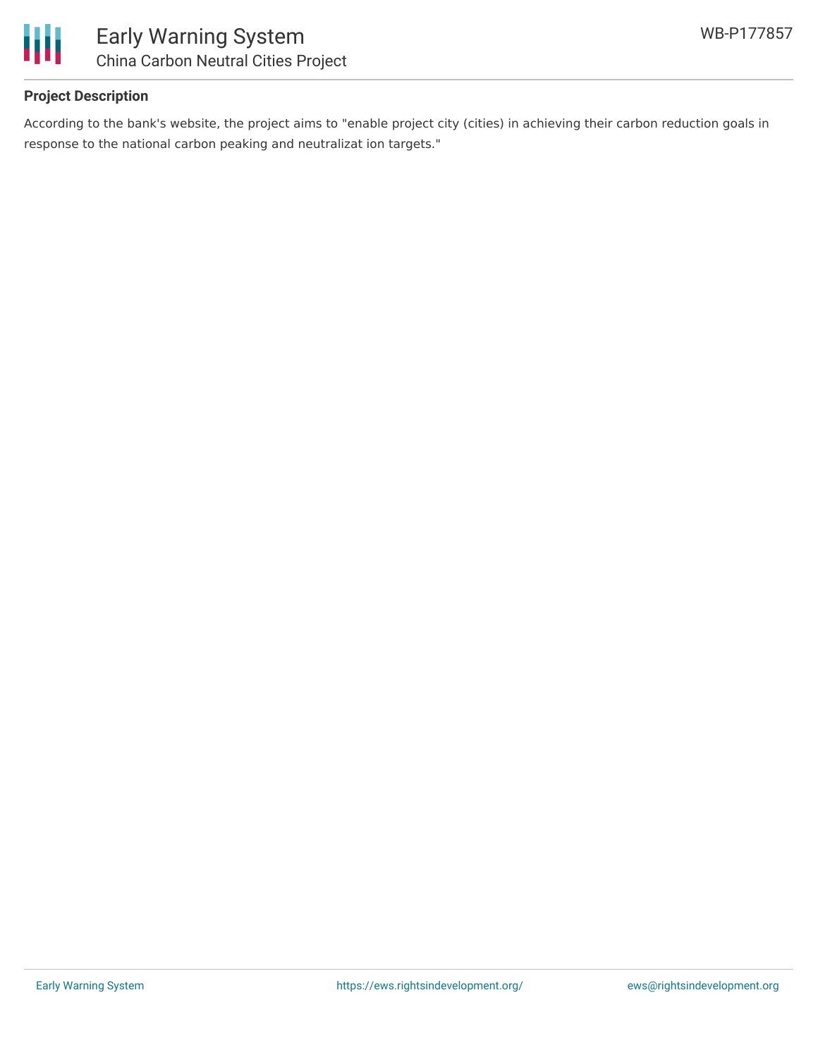**Project Description**

According to the bank's website, the project aims to "enable project city (cities) in achieving their carbon reduction goals in response to the national carbon peaking and neutralizat ion targets."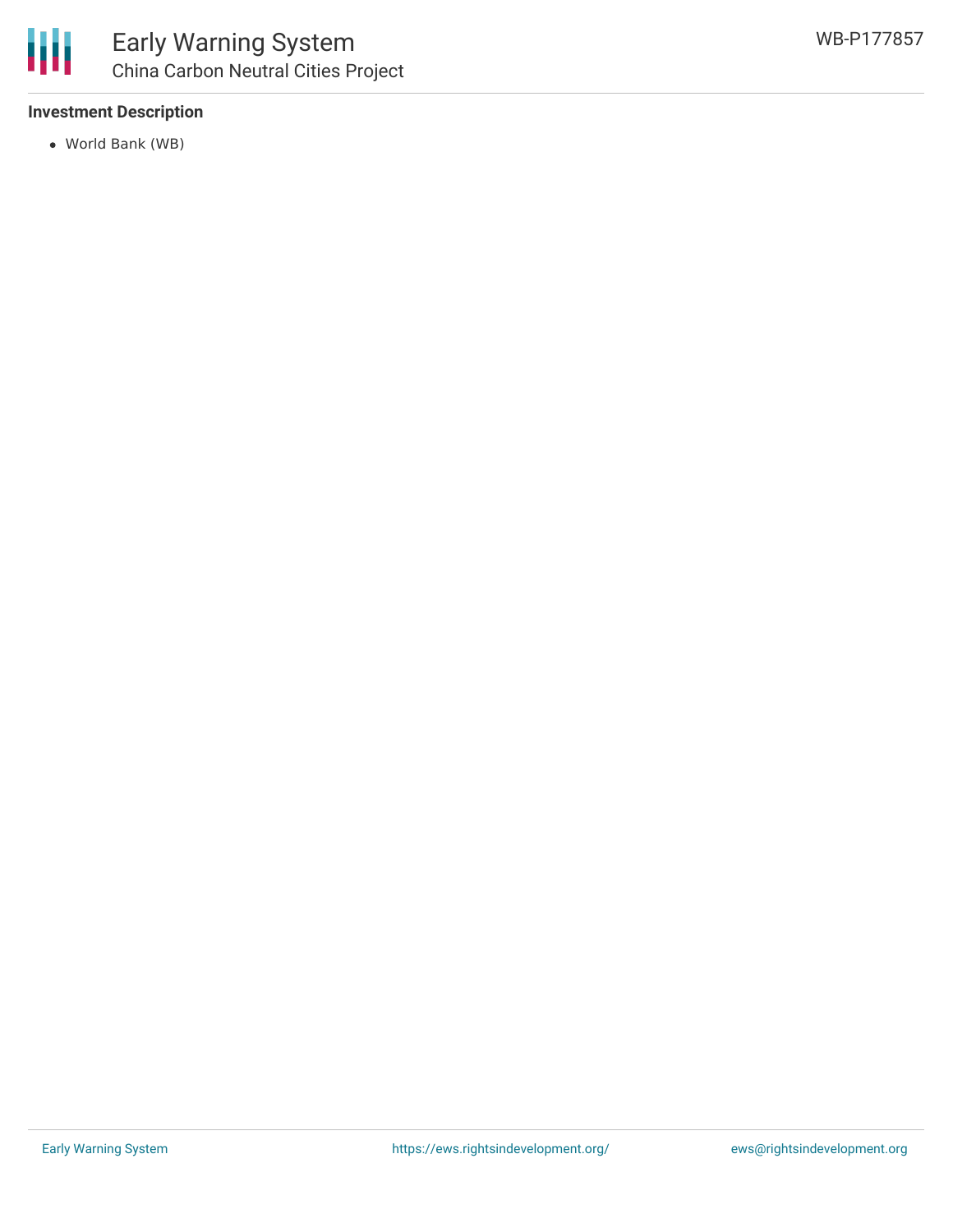### Investment Description

- World Bank (WB)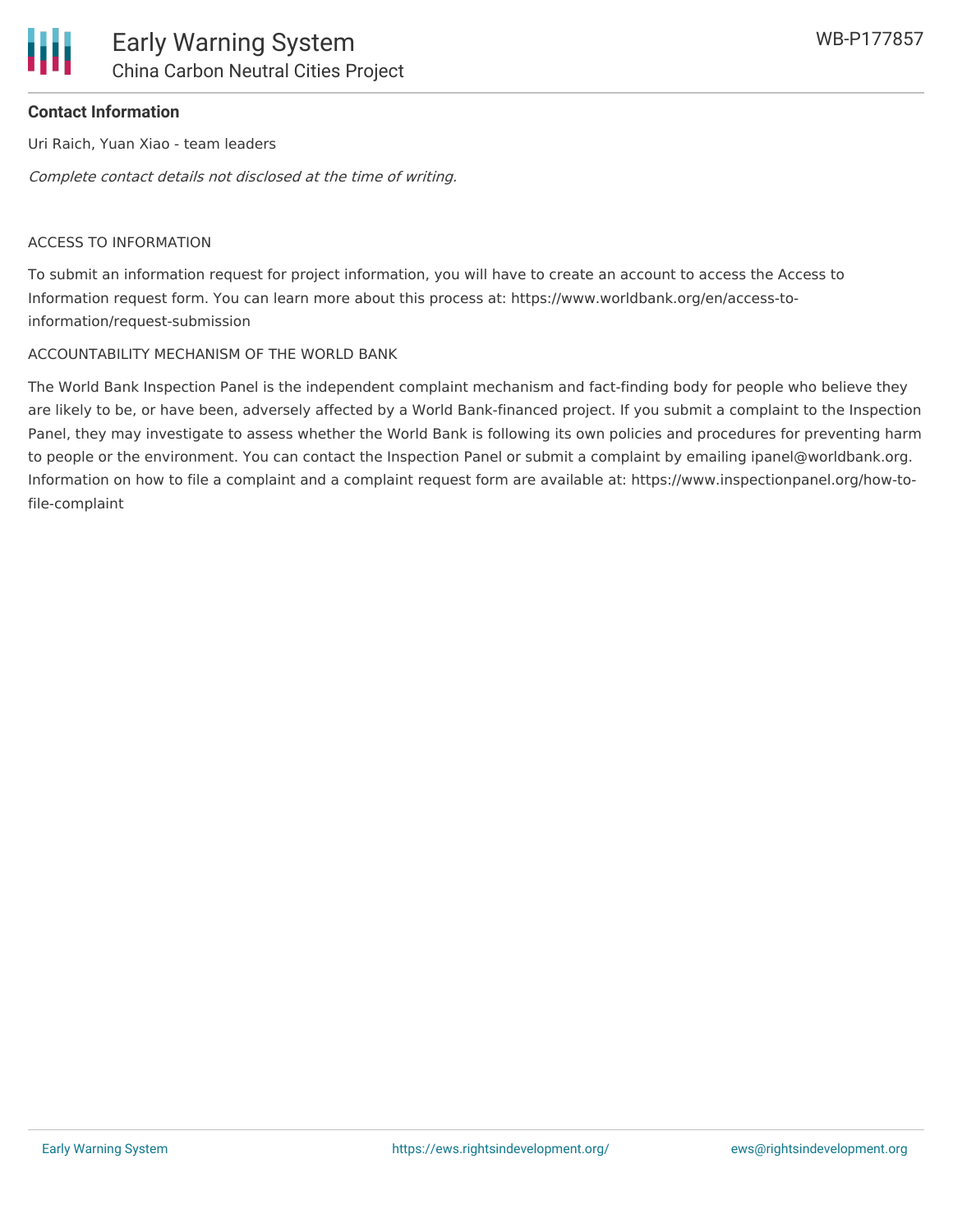**Contact Information**

Uri Raich, Yuan Xiao - team leaders

*Complete contact details not disclosed at the time of writing.*

ACCESS TO INFORMATION

To submit an information request for project information, you will have to create an account to access the Access to Information request form. You can learn more about this process at: https://www.worldbank.org/en/access-to-information/request-submission

ACCOUNTABILITY MECHANISM OF THE WORLD BANK

The World Bank Inspection Panel is the independent complaint mechanism and fact-finding body for people who believe they are likely to be, or have been, adversely affected by a World Bank-financed project. If you submit a complaint to the Inspection Panel, they may investigate to assess whether the World Bank is following its own policies and procedures for preventing harm to people or the environment. You can contact the Inspection Panel or submit a complaint by emailing ipanel@worldbank.org. Information on how to file a complaint and a complaint request form are available at: https://www.inspectionpanel.org/how-to-file-complaint